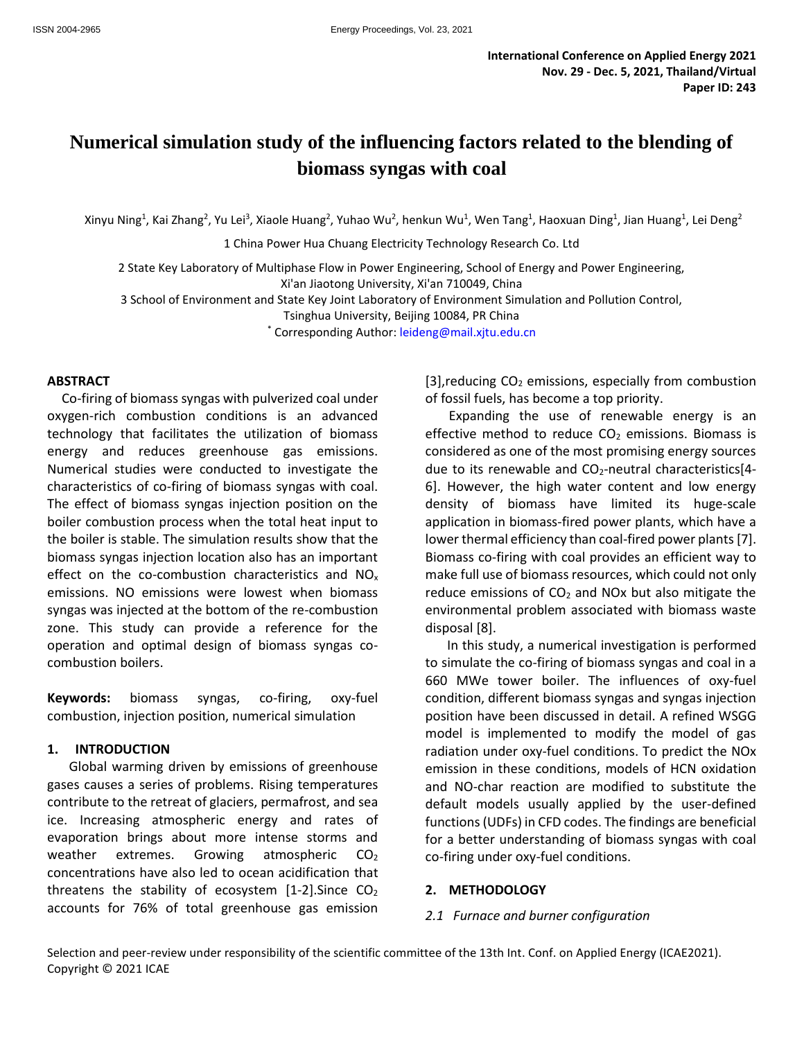**International Conference on Applied Energy 2021**
**Nov. 29 - Dec. 5, 2021, Thailand/Virtual**
**Paper ID: 243**

# Numerical simulation study of the influencing factors related to the blending of biomass syngas with coal

Xinyu Ning[1], Kai Zhang[2], Yu Lei[3], Xiaole Huang[2], Yuhao Wu[2], henkun Wu[1], Wen Tang[1], Haoxuan Ding[1], Jian Huang[1], Lei Deng[2]

1 China Power Hua Chuang Electricity Technology Research Co. Ltd

2 State Key Laboratory of Multiphase Flow in Power Engineering, School of Energy and Power Engineering, Xi'an Jiaotong University, Xi'an 710049, China

3 School of Environment and State Key Joint Laboratory of Environment Simulation and Pollution Control, Tsinghua University, Beijing 10084, PR China

\* Corresponding Author: leideng@mail.xjtu.edu.cn

## ABSTRACT

Co-firing of biomass syngas with pulverized coal under oxygen-rich combustion conditions is an advanced technology that facilitates the utilization of biomass energy and reduces greenhouse gas emissions. Numerical studies were conducted to investigate the characteristics of co-firing of biomass syngas with coal. The effect of biomass syngas injection position on the boiler combustion process when the total heat input to the boiler is stable. The simulation results show that the biomass syngas injection location also has an important effect on the co-combustion characteristics and $NO_x$ emissions. NO emissions were lowest when biomass syngas was injected at the bottom of the re-combustion zone. This study can provide a reference for the operation and optimal design of biomass syngas co-combustion boilers.

**Keywords:** biomass syngas, co-firing, oxy-fuel combustion, injection position, numerical simulation

## 1. INTRODUCTION

Global warming driven by emissions of greenhouse gases causes a series of problems. Rising temperatures contribute to the retreat of glaciers, permafrost, and sea ice. Increasing atmospheric energy and rates of evaporation brings about more intense storms and weather extremes. Growing atmospheric $CO_2$ concentrations have also led to ocean acidification that threatens the stability of ecosystem [1-2].Since $CO_2$ accounts for 76% of total greenhouse gas emission [3],reducing $CO_2$ emissions, especially from combustion of fossil fuels, has become a top priority.

Expanding the use of renewable energy is an effective method to reduce $CO_2$ emissions. Biomass is considered as one of the most promising energy sources due to its renewable and $CO_2$-neutral characteristics[4-6]. However, the high water content and low energy density of biomass have limited its huge-scale application in biomass-fired power plants, which have a lower thermal efficiency than coal-fired power plants [7]. Biomass co-firing with coal provides an efficient way to make full use of biomass resources, which could not only reduce emissions of $CO_2$ and NOx but also mitigate the environmental problem associated with biomass waste disposal [8].

In this study, a numerical investigation is performed to simulate the co-firing of biomass syngas and coal in a 660 MWe tower boiler. The influences of oxy-fuel condition, different biomass syngas and syngas injection position have been discussed in detail. A refined WSGG model is implemented to modify the model of gas radiation under oxy-fuel conditions. To predict the NOx emission in these conditions, models of HCN oxidation and NO-char reaction are modified to substitute the default models usually applied by the user-defined functions (UDFs) in CFD codes. The findings are beneficial for a better understanding of biomass syngas with coal co-firing under oxy-fuel conditions.

## 2. METHODOLOGY

### *2.1 Furnace and burner configuration*

Selection and peer-review under responsibility of the scientific committee of the 13th Int. Conf. on Applied Energy (ICAE2021). Copyright © 2021 ICAE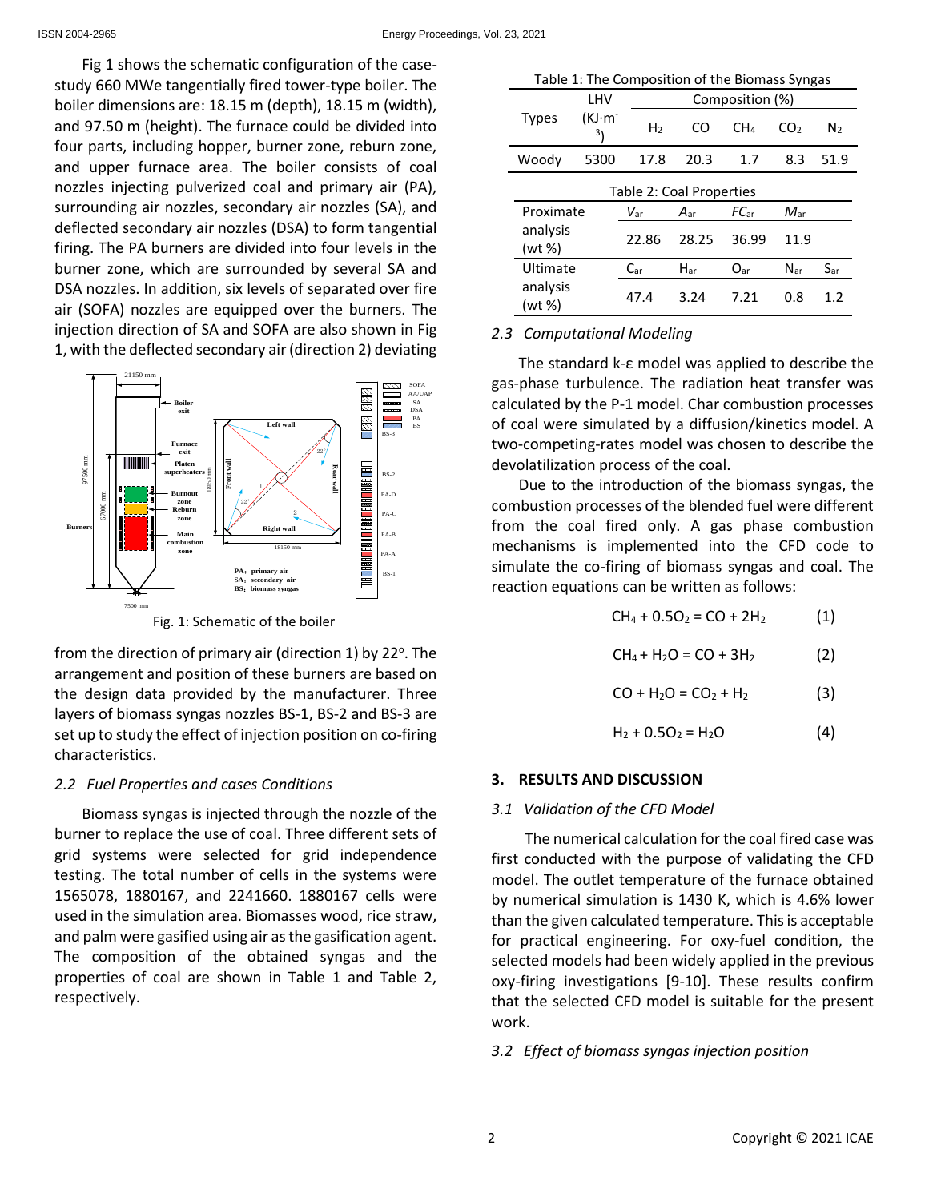Fig 1 shows the schematic configuration of the case-study 660 MWe tangentially fired tower-type boiler. The boiler dimensions are: 18.15 m (depth), 18.15 m (width), and 97.50 m (height). The furnace could be divided into four parts, including hopper, burner zone, reburn zone, and upper furnace area. The boiler consists of coal nozzles injecting pulverized coal and primary air (PA), surrounding air nozzles, secondary air nozzles (SA), and deflected secondary air nozzles (DSA) to form tangential firing. The PA burners are divided into four levels in the burner zone, which are surrounded by several SA and DSA nozzles. In addition, six levels of separated over fire air (SOFA) nozzles are equipped over the burners. The injection direction of SA and SOFA are also shown in Fig 1, with the deflected secondary air (direction 2) deviating from the direction of primary air (direction 1) by 22°. The arrangement and position of these burners are based on the design data provided by the manufacturer. Three layers of biomass syngas nozzles BS-1, BS-2 and BS-3 are set up to study the effect of injection position on co-firing characteristics.

Fig. 1: Schematic of the boiler

### 2.2 Fuel Properties and cases Conditions

Biomass syngas is injected through the nozzle of the burner to replace the use of coal. Three different sets of grid systems were selected for grid independence testing. The total number of cells in the systems were 1565078, 1880167, and 2241660. 1880167 cells were used in the simulation area. Biomasses wood, rice straw, and palm were gasified using air as the gasification agent. The composition of the obtained syngas and the properties of coal are shown in Table 1 and Table 2, respectively.

Table 1: The Composition of the Biomass Syngas

| Types | LHV ($KJ\cdot m^{-3}$) | Composition (%) | | | | |
|---|---|---|---|---|---|---|
| | | $H_2$ | CO | $CH_4$ | $CO_2$ | $N_2$ |
| Woody | 5300 | 17.8 | 20.3 | 1.7 | 8.3 | 51.9 |

Table 2: Coal Properties

| Proximate analysis (wt %) | $V_{ar}$ | $A_{ar}$ | $FC_{ar}$ | $M_{ar}$ | |
|---|---|---|---|---|---|
| | 22.86 | 28.25 | 36.99 | 11.9 | |
| Ultimate analysis (wt %) | $C_{ar}$ | $H_{ar}$ | $O_{ar}$ | $N_{ar}$ | $S_{ar}$ |
| | 47.4 | 3.24 | 7.21 | 0.8 | 1.2 |

### 2.3 Computational Modeling

The standard k-ε model was applied to describe the gas-phase turbulence. The radiation heat transfer was calculated by the P-1 model. Char combustion processes of coal were simulated by a diffusion/kinetics model. A two-competing-rates model was chosen to describe the devolatilization process of the coal.

Due to the introduction of the biomass syngas, the combustion processes of the blended fuel were different from the coal fired only. A gas phase combustion mechanisms is implemented into the CFD code to simulate the co-firing of biomass syngas and coal. The reaction equations can be written as follows:

$$CH_4 + 0.5O_2 = CO + 2H_2 \quad (1)$$

$$CH_4 + H_2O = CO + 3H_2 \quad (2)$$

$$CO + H_2O = CO_2 + H_2 \quad (3)$$

$$H_2 + 0.5O_2 = H_2O \quad (4)$$

## 3. RESULTS AND DISCUSSION

### 3.1 Validation of the CFD Model

The numerical calculation for the coal fired case was first conducted with the purpose of validating the CFD model. The outlet temperature of the furnace obtained by numerical simulation is 1430 K, which is 4.6% lower than the given calculated temperature. This is acceptable for practical engineering. For oxy-fuel condition, the selected models had been widely applied in the previous oxy-firing investigations [9-10]. These results confirm that the selected CFD model is suitable for the present work.

### 3.2 Effect of biomass syngas injection position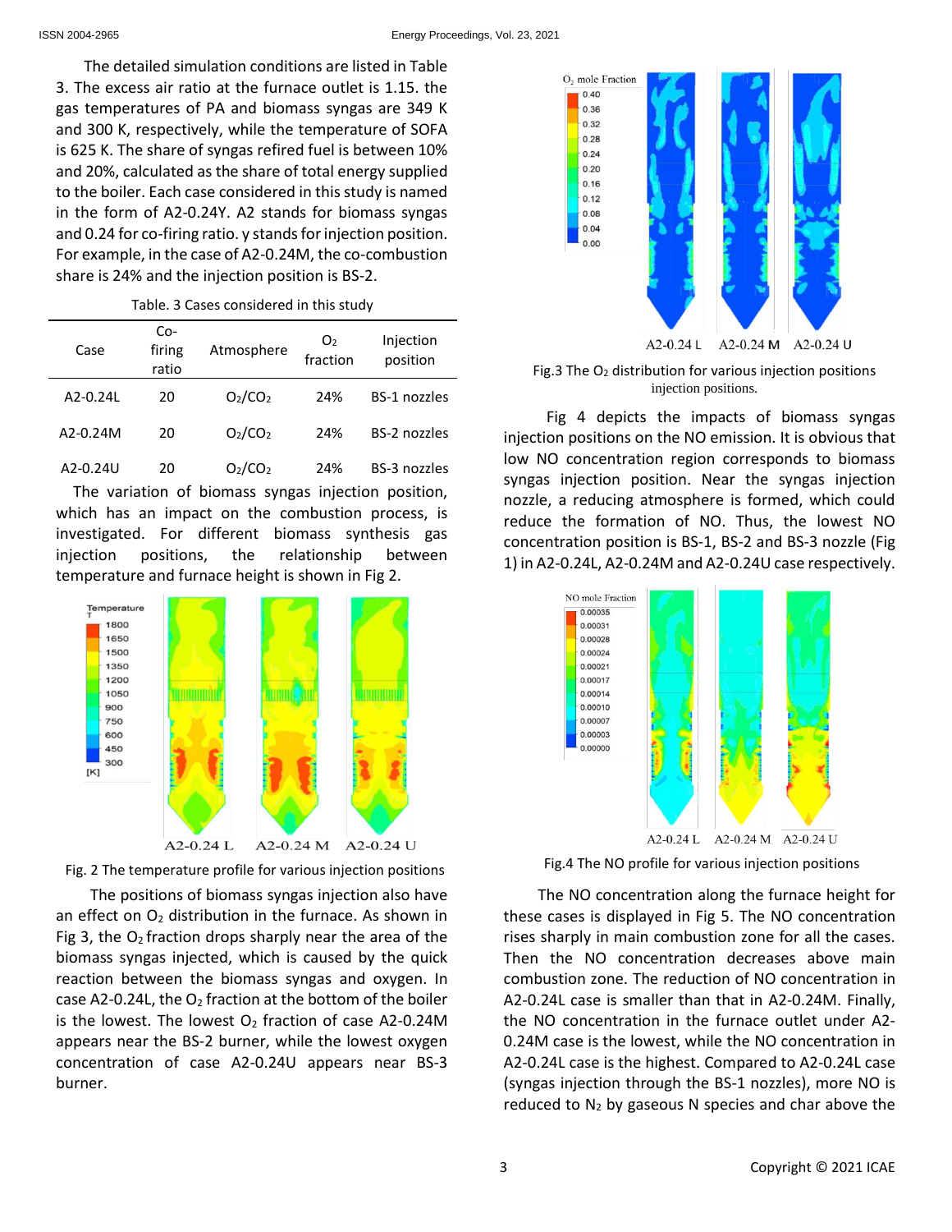The detailed simulation conditions are listed in Table 3. The excess air ratio at the furnace outlet is 1.15. the gas temperatures of PA and biomass syngas are 349 K and 300 K, respectively, while the temperature of SOFA is 625 K. The share of syngas refired fuel is between 10% and 20%, calculated as the share of total energy supplied to the boiler. Each case considered in this study is named in the form of A2-0.24Y. A2 stands for biomass syngas and 0.24 for co-firing ratio. y stands for injection position. For example, in the case of A2-0.24M, the co-combustion share is 24% and the injection position is BS-2.

Table. 3 Cases considered in this study

| Case | Co-firing ratio | Atmosphere | $O_2$ fraction | Injection position |
|---|---|---|---|---|
| A2-0.24L | 20 | $O_2/CO_2$ | 24% | BS-1 nozzles |
| A2-0.24M | 20 | $O_2/CO_2$ | 24% | BS-2 nozzles |
| A2-0.24U | 20 | $O_2/CO_2$ | 24% | BS-3 nozzles |

The variation of biomass syngas injection position, which has an impact on the combustion process, is investigated. For different biomass synthesis gas injection positions, the relationship between temperature and furnace height is shown in Fig 2.

Fig. 2 The temperature profile for various injection positions

The positions of biomass syngas injection also have an effect on $O_2$ distribution in the furnace. As shown in Fig 3, the $O_2$ fraction drops sharply near the area of the biomass syngas injected, which is caused by the quick reaction between the biomass syngas and oxygen. In case A2-0.24L, the $O_2$ fraction at the bottom of the boiler is the lowest. The lowest $O_2$ fraction of case A2-0.24M appears near the BS-2 burner, while the lowest oxygen concentration of case A2-0.24U appears near BS-3 burner.

Fig.3 The $O_2$ distribution for various injection positions injection positions.

Fig 4 depicts the impacts of biomass syngas injection positions on the NO emission. It is obvious that low NO concentration region corresponds to biomass syngas injection position. Near the syngas injection nozzle, a reducing atmosphere is formed, which could reduce the formation of NO. Thus, the lowest NO concentration position is BS-1, BS-2 and BS-3 nozzle (Fig 1) in A2-0.24L, A2-0.24M and A2-0.24U case respectively.

Fig.4 The NO profile for various injection positions

The NO concentration along the furnace height for these cases is displayed in Fig 5. The NO concentration rises sharply in main combustion zone for all the cases. Then the NO concentration decreases above main combustion zone. The reduction of NO concentration in A2-0.24L case is smaller than that in A2-0.24M. Finally, the NO concentration in the furnace outlet under A2-0.24M case is the lowest, while the NO concentration in A2-0.24L case is the highest. Compared to A2-0.24L case (syngas injection through the BS-1 nozzles), more NO is reduced to $N_2$ by gaseous N species and char above the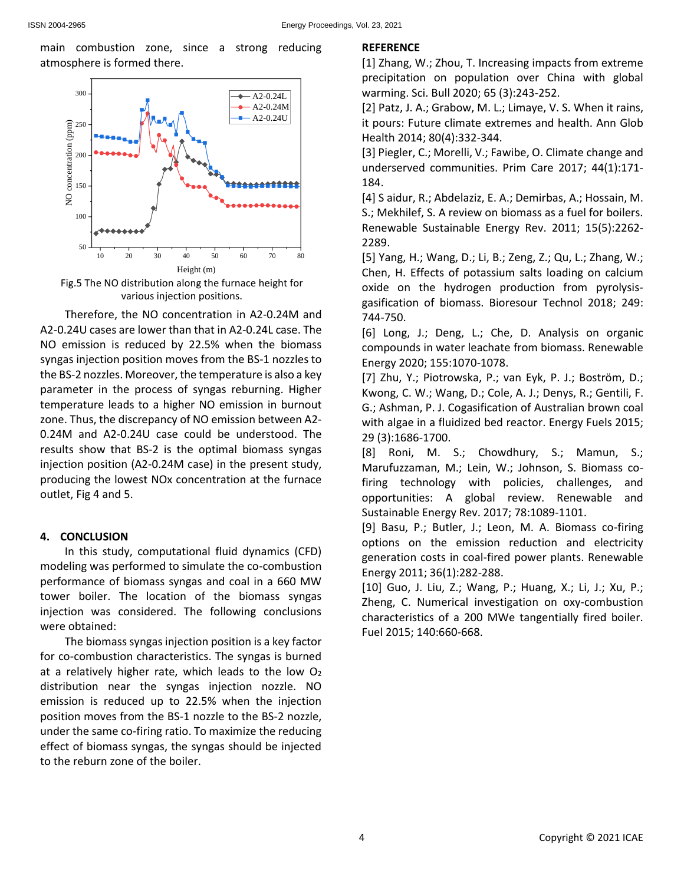main combustion zone, since a strong reducing atmosphere is formed there.

NO concentration (ppm)

300
250
200
150
100
50

10 20 30 40 50 60 70 80

Height (m)

A2-0.24L
A2-0.24M
A2-0.24U

Fig.5 The NO distribution along the furnace height for various injection positions.

Therefore, the NO concentration in A2-0.24M and A2-0.24U cases are lower than that in A2-0.24L case. The NO emission is reduced by 22.5% when the biomass syngas injection position moves from the BS-1 nozzles to the BS-2 nozzles. Moreover, the temperature is also a key parameter in the process of syngas reburning. Higher temperature leads to a higher NO emission in burnout zone. Thus, the discrepancy of NO emission between A2-0.24M and A2-0.24U case could be understood. The results show that BS-2 is the optimal biomass syngas injection position (A2-0.24M case) in the present study, producing the lowest NOx concentration at the furnace outlet, Fig 4 and 5.

## 4. CONCLUSION

In this study, computational fluid dynamics (CFD) modeling was performed to simulate the co-combustion performance of biomass syngas and coal in a 660 MW tower boiler. The location of the biomass syngas injection was considered. The following conclusions were obtained:

The biomass syngas injection position is a key factor for co-combustion characteristics. The syngas is burned at a relatively higher rate, which leads to the low $O_2$ distribution near the syngas injection nozzle. NO emission is reduced up to 22.5% when the injection position moves from the BS-1 nozzle to the BS-2 nozzle, under the same co-firing ratio. To maximize the reducing effect of biomass syngas, the syngas should be injected to the reburn zone of the boiler.

## REFERENCE

[1] Zhang, W.; Zhou, T. Increasing impacts from extreme precipitation on population over China with global warming. Sci. Bull 2020; 65 (3):243-252.

[2] Patz, J. A.; Grabow, M. L.; Limaye, V. S. When it rains, it pours: Future climate extremes and health. Ann Glob Health 2014; 80(4):332-344.

[3] Piegler, C.; Morelli, V.; Fawibe, O. Climate change and underserved communities. Prim Care 2017; 44(1):171-184.

[4] S aidur, R.; Abdelaziz, E. A.; Demirbas, A.; Hossain, M. S.; Mekhilef, S. A review on biomass as a fuel for boilers. Renewable Sustainable Energy Rev. 2011; 15(5):2262-2289.

[5] Yang, H.; Wang, D.; Li, B.; Zeng, Z.; Qu, L.; Zhang, W.; Chen, H. Effects of potassium salts loading on calcium oxide on the hydrogen production from pyrolysis-gasification of biomass. Bioresour Technol 2018; 249: 744-750.

[6] Long, J.; Deng, L.; Che, D. Analysis on organic compounds in water leachate from biomass. Renewable Energy 2020; 155:1070-1078.

[7] Zhu, Y.; Piotrowska, P.; van Eyk, P. J.; Boström, D.; Kwong, C. W.; Wang, D.; Cole, A. J.; Denys, R.; Gentili, F. G.; Ashman, P. J. Cogasification of Australian brown coal with algae in a fluidized bed reactor. Energy Fuels 2015; 29 (3):1686-1700.

[8] Roni, M. S.; Chowdhury, S.; Mamun, S.; Marufuzzaman, M.; Lein, W.; Johnson, S. Biomass co-firing technology with policies, challenges, and opportunities: A global review. Renewable and Sustainable Energy Rev. 2017; 78:1089-1101.

[9] Basu, P.; Butler, J.; Leon, M. A. Biomass co-firing options on the emission reduction and electricity generation costs in coal-fired power plants. Renewable Energy 2011; 36(1):282-288.

[10] Guo, J. Liu, Z.; Wang, P.; Huang, X.; Li, J.; Xu, P.; Zheng, C. Numerical investigation on oxy-combustion characteristics of a 200 MWe tangentially fired boiler. Fuel 2015; 140:660-668.